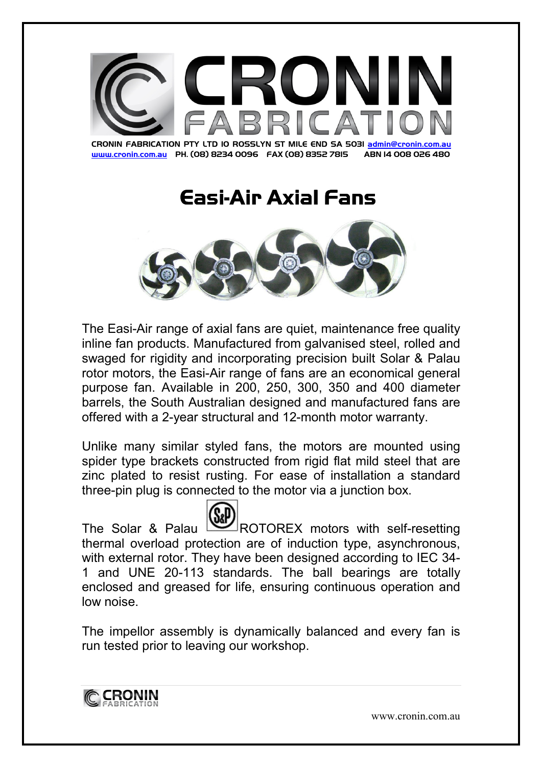# CRONIN FABRICATION

CRONIN FABRICATION PTY LTD 10 ROSSLYN ST MILE END SA 5031 admin@cronin.com.au
www.cronin.com.au PH. (08) 8234 0096 FAX (08) 8352 7815 ABN 14 008 026 480

## Easi-Air Axial Fans

The Easi-Air range of axial fans are quiet, maintenance free quality inline fan products. Manufactured from galvanised steel, rolled and swaged for rigidity and incorporating precision built Solar & Palau rotor motors, the Easi-Air range of fans are an economical general purpose fan. Available in 200, 250, 300, 350 and 400 diameter barrels, the South Australian designed and manufactured fans are offered with a 2-year structural and 12-month motor warranty.

Unlike many similar styled fans, the motors are mounted using spider type brackets constructed from rigid flat mild steel that are zinc plated to resist rusting. For ease of installation a standard three-pin plug is connected to the motor via a junction box.

The Solar & Palau ROTOREX motors with self-resetting thermal overload protection are of induction type, asynchronous, with external rotor. They have been designed according to IEC 34-1 and UNE 20-113 standards. The ball bearings are totally enclosed and greased for life, ensuring continuous operation and low noise.

The impellor assembly is dynamically balanced and every fan is run tested prior to leaving our workshop.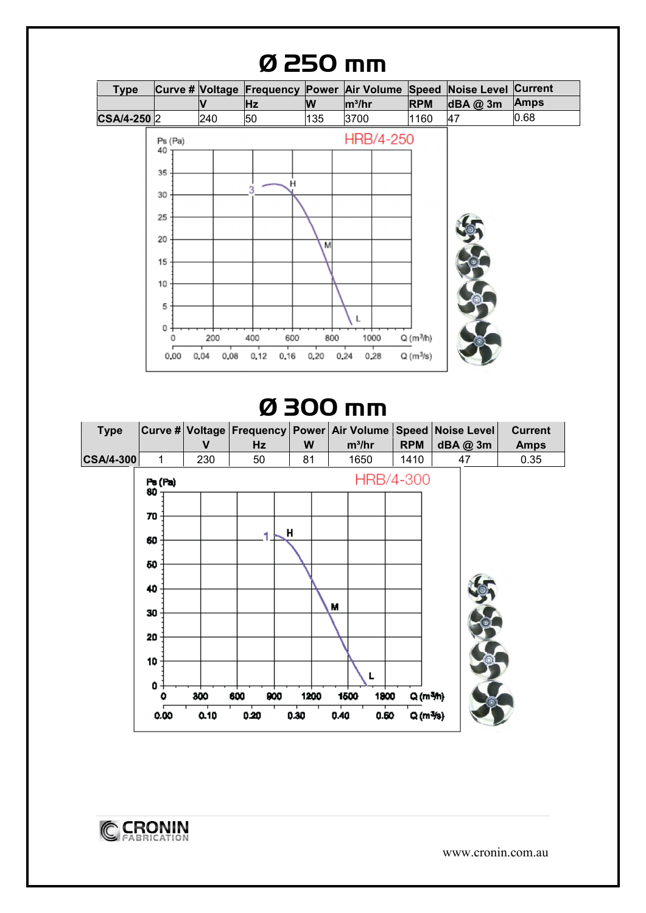# Ø 250 mm

| Type | Curve # | Voltage | Frequency | Power | Air Volume | Speed | Noise Level | Current |
|---|---|---|---|---|---|---|---|---|
| | | V | Hz | W | m³/hr | RPM | dBA @ 3m | Amps |
| CSA/4-250 | 2 | 240 | 50 | 135 | 3700 | 1160 | 47 | 0.68 |

HRB/4-250

# Ø 300 mm

| Type | Curve # | Voltage | Frequency | Power | Air Volume | Speed | Noise Level | Current |
|---|---|---|---|---|---|---|---|---|
| | | V | Hz | W | m³/hr | RPM | dBA @ 3m | Amps |
| CSA/4-300 | 1 | 230 | 50 | 81 | 1650 | 1410 | 47 | 0.35 |

HRB/4-300

CRONIN FABRICATION

www.cronin.com.au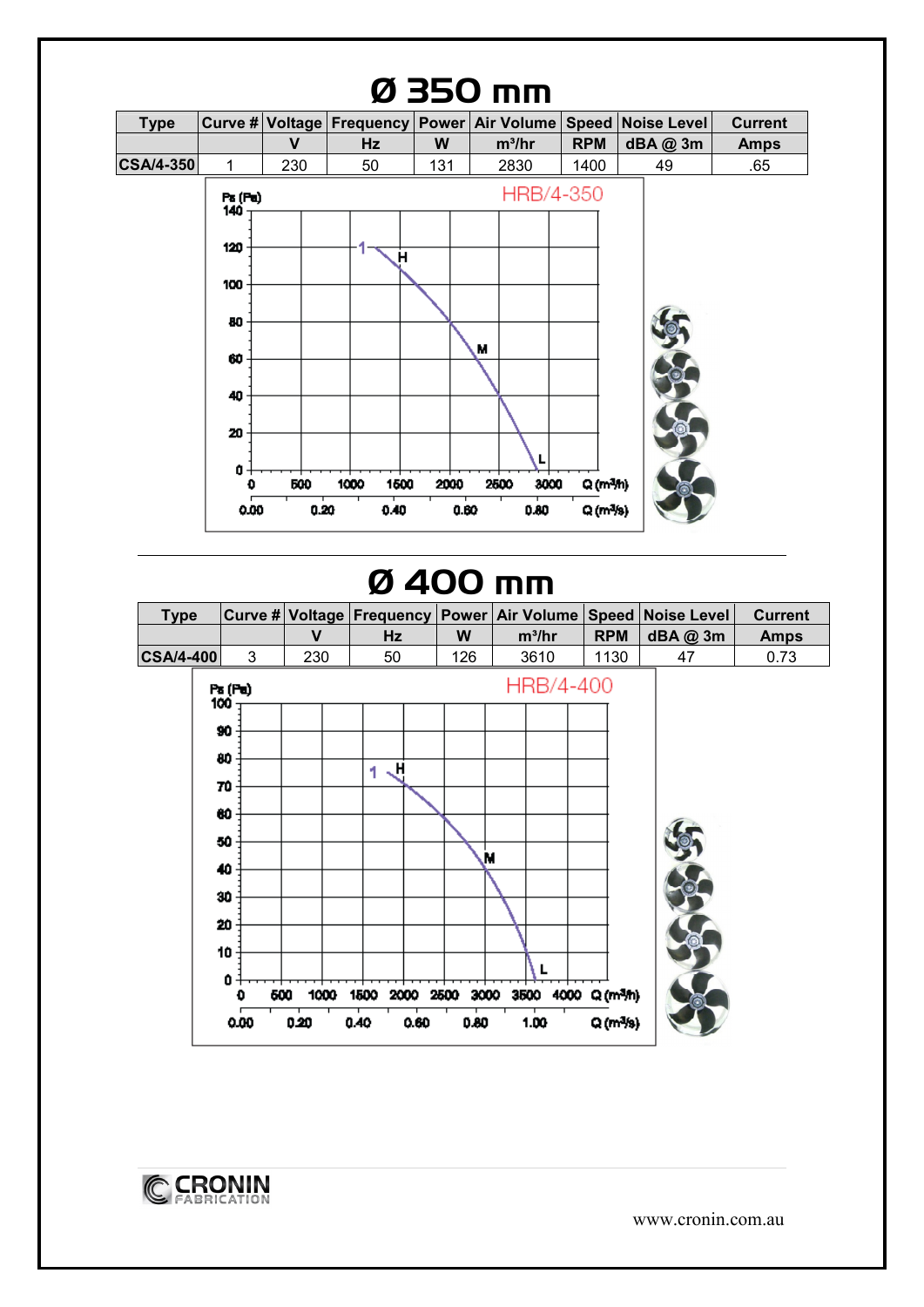# Ø 350 mm

| Type | Curve # | Voltage | Frequency | Power | Air Volume | Speed | Noise Level | Current |
|---|---|---|---|---|---|---|---|---|
| | | V | Hz | W | m³/hr | RPM | dBA @ 3m | Amps |
| CSA/4-350 | 1 | 230 | 50 | 131 | 2830 | 1400 | 49 | .65 |

HRB/4-350

Ps (Pa)
140
120
100
80
60
40
20
0

1
H
M
L

0 500 1000 1500 2000 2500 3000 Q (m³/h)

0.00 0.20 0.40 0.60 0.80 Q (m³/s)

# Ø 400 mm

| Type | Curve # | Voltage | Frequency | Power | Air Volume | Speed | Noise Level | Current |
|---|---|---|---|---|---|---|---|---|
| | | V | Hz | W | m³/hr | RPM | dBA @ 3m | Amps |
| CSA/4-400 | 3 | 230 | 50 | 126 | 3610 | 1130 | 47 | 0.73 |

HRB/4-400

Ps (Pa)
100
90
80
70
60
50
40
30
20
10
0

1
H
M
L

0 500 1000 1500 2000 2500 3000 3500 4000 Q (m³/h)

0.00 0.20 0.40 0.60 0.80 1.00 Q (m³/s)

CRONIN FABRICATION

www.cronin.com.au